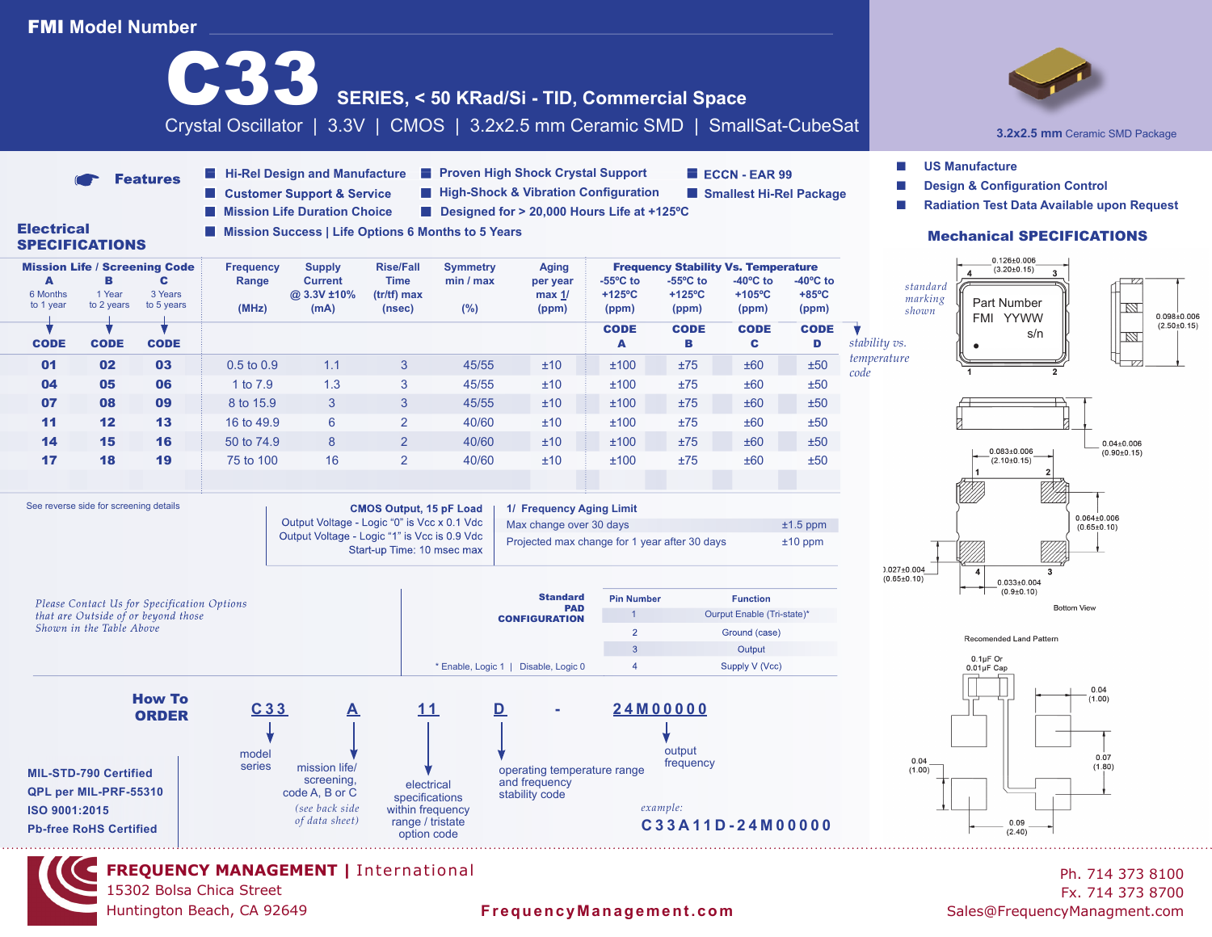# FMI Model Number

# C33

## SERIES, < 50 KRad/Si - TID, Commercial Space

Crystal Oscillator | 3.3V | CMOS | 3.2x2.5 mm Ceramic SMD | SmallSat-CubeSat

**3.2x2.5 mm** Ceramic SMD Package

### Features

- Hi-Rel Design and Manufacture
- Customer Support & Service
- Mission Life Duration Choice
- Mission Success | Life Options 6 Months to 5 Years
- Proven High Shock Crystal Support
- High-Shock & Vibration Configuration
- Designed for > 20,000 Hours Life at +125ºC
- ECCN - EAR 99
- Smallest Hi-Rel Package
- US Manufacture
- Design & Configuration Control
- Radiation Test Data Available upon Request

## Electrical SPECIFICATIONS

| Mission Life / Screening Code A (6 Months to 1 year) | B (1 Year to 2 years) | C (3 Years to 5 years) | Frequency Range (MHz) | Supply Current @ 3.3V ±10% (mA) | Rise/Fall Time (tr/tf) max (nsec) | Symmetry min / max (%) | Aging per year max 1/ (ppm) | Frequency Stability Vs. Temperature -55ºC to +125ºC (ppm) | -55ºC to +125ºC (ppm) | -40ºC to +105ºC (ppm) | -40ºC to +85ºC (ppm) |
|---|---|---|---|---|---|---|---|---|---|---|---|
| CODE | CODE | CODE | | | | | | CODE A | CODE B | CODE C | CODE D |
| 01 | 02 | 03 | 0.5 to 0.9 | 1.1 | 3 | 45/55 | ±10 | ±100 | ±75 | ±60 | ±50 |
| 04 | 05 | 06 | 1 to 7.9 | 1.3 | 3 | 45/55 | ±10 | ±100 | ±75 | ±60 | ±50 |
| 07 | 08 | 09 | 8 to 15.9 | 3 | 3 | 45/55 | ±10 | ±100 | ±75 | ±60 | ±50 |
| 11 | 12 | 13 | 16 to 49.9 | 6 | 2 | 40/60 | ±10 | ±100 | ±75 | ±60 | ±50 |
| 14 | 15 | 16 | 50 to 74.9 | 8 | 2 | 40/60 | ±10 | ±100 | ±75 | ±60 | ±50 |
| 17 | 18 | 19 | 75 to 100 | 16 | 2 | 40/60 | ±10 | ±100 | ±75 | ±60 | ±50 |

*stability vs. temperature code*

See reverse side for screening details

**CMOS Output, 15 pF Load**
Output Voltage - Logic "0" is Vcc x 0.1 Vdc
Output Voltage - Logic "1" is Vcc is 0.9 Vdc
Start-up Time: 10 msec max

**1/ Frequency Aging Limit**

| | |
|---|---|
| Max change over 30 days | ±1.5 ppm |
| Projected max change for 1 year after 30 days | ±10 ppm |

*Please Contact Us for Specification Options that are Outside of or beyond those Shown in the Table Above*

**Standard PAD CONFIGURATION**

| Pin Number | Function |
|---|---|
| 1 | Ourput Enable (Tri-state)* |
| 2 | Ground (case) |
| 3 | Output |
| 4 | Supply V (Vcc) |

\* Enable, Logic 1 | Disable, Logic 0

## Mechanical SPECIFICATIONS

*standard marking shown*: Part Number / FMI YYWW / s/n

- 0.126±0.006 (3.20±0.15)
- 0.098±0.006 (2.50±0.15)
- 0.04±0.006 (0.90±0.15)
- 0.083±0.006 (2.10±0.15)
- 0.064±0.006 (0.65±0.10)
- 0.027±0.004 (0.65±0.10)
- 0.033±0.004 (0.9±0.10)

Bottom View

Recomended Land Pattern

- 0.1µF Or 0.01µF Cap
- 0.04 (1.00)
- 0.07 (1.80)
- 0.04 (1.00)
- 0.09 (2.40)

## How To ORDER

**C33** **A** **11** **D** - **24M00000**

- C33: model series
- A: mission life/ screening, code A, B or C *(see back side of data sheet)*
- 11: electrical specifications within frequency range / tristate option code
- D: operating temperature range and frequency stability code
- 24M00000: output frequency

*example:* **C33A11D-24M00000**

- MIL-STD-790 Certified
- QPL per MIL-PRF-55310
- ISO 9001:2015
- Pb-free RoHS Certified

**FREQUENCY MANAGEMENT** | International
15302 Bolsa Chica Street
Huntington Beach, CA 92649

FrequencyManagement.com

Ph. 714 373 8100
Fx. 714 373 8700
Sales@FrequencyManagment.com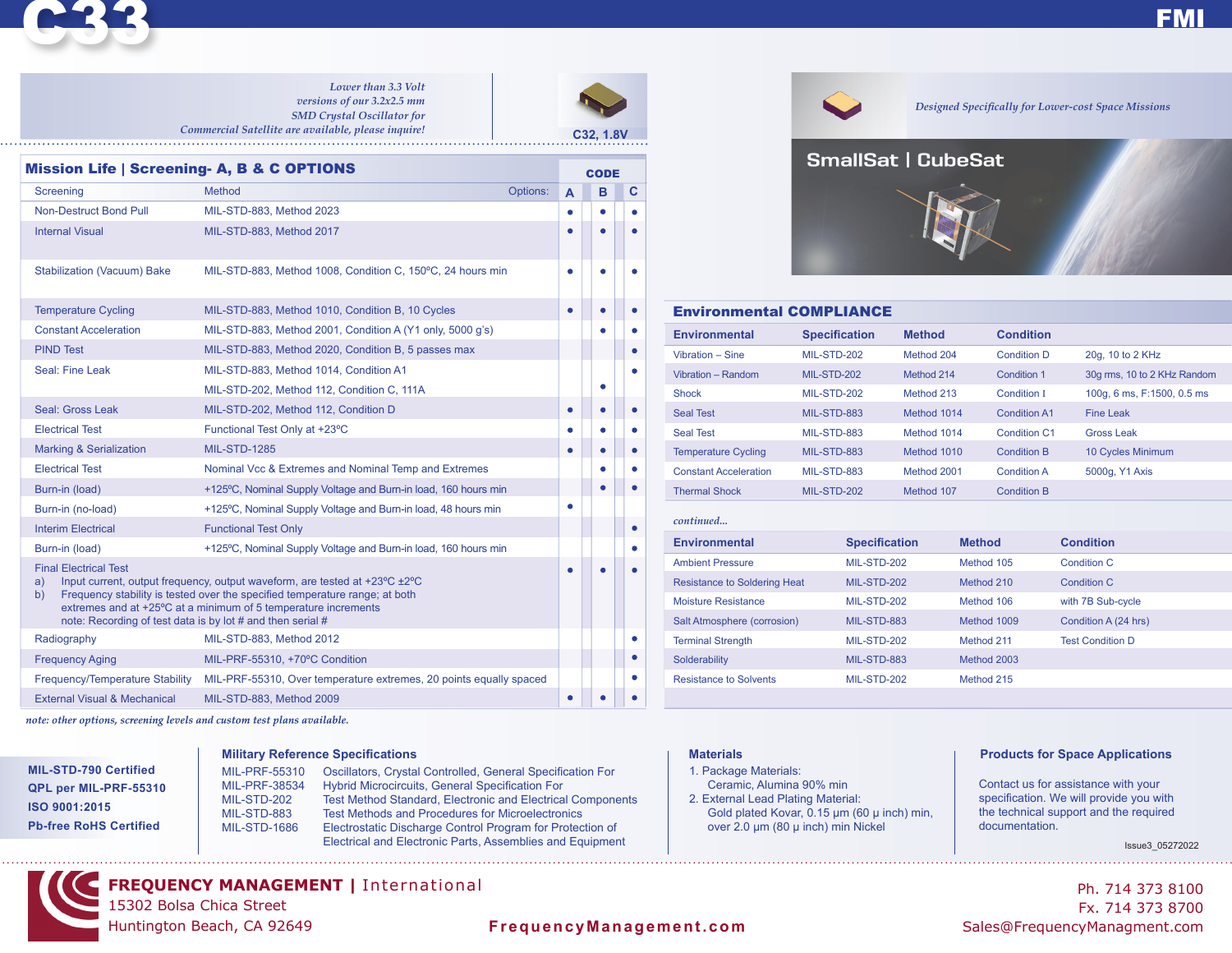# C33

*Lower than 3.3 Volt versions of our 3.2x2.5 mm SMD Crystal Oscillator for Commercial Satellite are available, please inquire!*

C32, 1.8V

*Designed Specifically for Lower-cost Space Missions*

## SmallSat | CubeSat

## Mission Life | Screening- A, B & C OPTIONS

| Screening | Method | A | B | C |
|---|---|---|---|---|
| Non-Destruct Bond Pull | MIL-STD-883, Method 2023 | • | • | • |
| Internal Visual | MIL-STD-883, Method 2017 | • | • | • |
| Stabilization (Vacuum) Bake | MIL-STD-883, Method 1008, Condition C, 150ºC, 24 hours min | • | • | • |
| Temperature Cycling | MIL-STD-883, Method 1010, Condition B, 10 Cycles | • | • | • |
| Constant Acceleration | MIL-STD-883, Method 2001, Condition A (Y1 only, 5000 g's) | | • | • |
| PIND Test | MIL-STD-883, Method 2020, Condition B, 5 passes max | | | • |
| Seal: Fine Leak | MIL-STD-883, Method 1014, Condition A1 | | | • |
| | MIL-STD-202, Method 112, Condition C, 111A | | • | |
| Seal: Gross Leak | MIL-STD-202, Method 112, Condition D | • | • | • |
| Electrical Test | Functional Test Only at +23ºC | • | • | • |
| Marking & Serialization | MIL-STD-1285 | • | • | • |
| Electrical Test | Nominal Vcc & Extremes and Nominal Temp and Extremes | | • | • |
| Burn-in (load) | +125ºC, Nominal Supply Voltage and Burn-in load, 160 hours min | | • | • |
| Burn-in (no-load) | +125ºC, Nominal Supply Voltage and Burn-in load, 48 hours min | • | | |
| Interim Electrical | Functional Test Only | | | • |
| Burn-in (load) | +125ºC, Nominal Supply Voltage and Burn-in load, 160 hours min | | | • |
| Final Electrical Test<br>a) Input current, output frequency, output waveform, are tested at +23ºC ±2ºC<br>b) Frequency stability is tested over the specified temperature range; at both extremes and at +25ºC at a minimum of 5 temperature increments<br>note: Recording of test data is by lot # and then serial # | | • | • | • |
| Radiography | MIL-STD-883, Method 2012 | | | • |
| Frequency Aging | MIL-PRF-55310, +70ºC Condition | | | • |
| Frequency/Temperature Stability | MIL-PRF-55310, Over temperature extremes, 20 points equally spaced | | | • |
| External Visual & Mechanical | MIL-STD-883, Method 2009 | • | • | • |

*note: other options, screening levels and custom test plans available.*

## Environmental COMPLIANCE

| Environmental | Specification | Method | Condition | |
|---|---|---|---|---|
| Vibration – Sine | MIL-STD-202 | Method 204 | Condition D | 20g, 10 to 2 KHz |
| Vibration – Random | MIL-STD-202 | Method 214 | Condition 1 | 30g rms, 10 to 2 KHz Random |
| Shock | MIL-STD-202 | Method 213 | Condition I | 100g, 6 ms, F:1500, 0.5 ms |
| Seal Test | MIL-STD-883 | Method 1014 | Condition A1 | Fine Leak |
| Seal Test | MIL-STD-883 | Method 1014 | Condition C1 | Gross Leak |
| Temperature Cycling | MIL-STD-883 | Method 1010 | Condition B | 10 Cycles Minimum |
| Constant Acceleration | MIL-STD-883 | Method 2001 | Condition A | 5000g, Y1 Axis |
| Thermal Shock | MIL-STD-202 | Method 107 | Condition B | |

*continued...*

| Environmental | Specification | Method | Condition |
|---|---|---|---|
| Ambient Pressure | MIL-STD-202 | Method 105 | Condition C |
| Resistance to Soldering Heat | MIL-STD-202 | Method 210 | Condition C |
| Moisture Resistance | MIL-STD-202 | Method 106 | with 7B Sub-cycle |
| Salt Atmosphere (corrosion) | MIL-STD-883 | Method 1009 | Condition A (24 hrs) |
| Terminal Strength | MIL-STD-202 | Method 211 | Test Condition D |
| Solderability | MIL-STD-883 | Method 2003 | |
| Resistance to Solvents | MIL-STD-202 | Method 215 | |

**MIL-STD-790 Certified**
**QPL per MIL-PRF-55310**
**ISO 9001:2015**
**Pb-free RoHS Certified**

### Military Reference Specifications

| | |
|---|---|
| MIL-PRF-55310 | Oscillators, Crystal Controlled, General Specification For |
| MIL-PRF-38534 | Hybrid Microcircuits, General Specification For |
| MIL-STD-202 | Test Method Standard, Electronic and Electrical Components |
| MIL-STD-883 | Test Methods and Procedures for Microelectronics |
| MIL-STD-1686 | Electrostatic Discharge Control Program for Protection of Electrical and Electronic Parts, Assemblies and Equipment |

### Materials

1. Package Materials:
   Ceramic, Alumina 90% min
2. External Lead Plating Material:
   Gold plated Kovar, 0.15 µm (60 µ inch) min, over 2.0 µm (80 µ inch) min Nickel

### Products for Space Applications

Contact us for assistance with your specification. We will provide you with the technical support and the required documentation.

Issue3_05272022

**FREQUENCY MANAGEMENT** | International
15302 Bolsa Chica Street
Huntington Beach, CA 92649

FrequencyManagement.com

Ph. 714 373 8100
Fx. 714 373 8700
Sales@FrequencyManagment.com